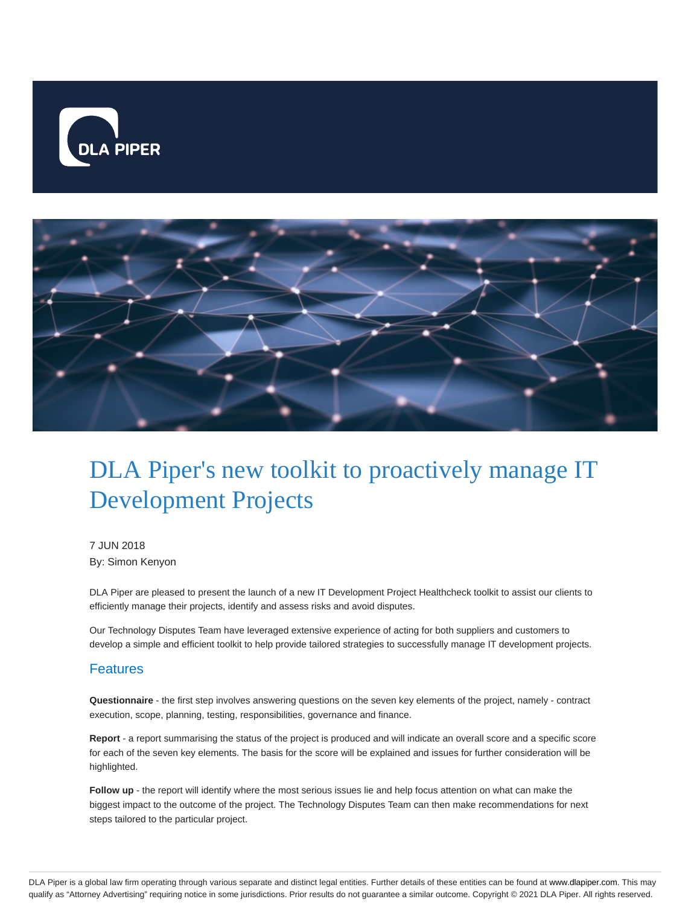# DLA Piper's new toolkit to proactively manage IT Development Projects

7 JUN 2018

By: Simon Kenyon

DLA Piper are pleased to present the launch of a new IT Development Project Healthcheck toolkit to assist our clients to efficiently manage their projects, identify and assess risks and avoid disputes.

Our Technology Disputes Team have leveraged extensive experience of acting for both suppliers and customers to develop a simple and efficient toolkit to help provide tailored strategies to successfully manage IT development projects.

## Features

**Questionnaire** - the first step involves answering questions on the seven key elements of the project, namely - contract execution, scope, planning, testing, responsibilities, governance and finance.

**Report** - a report summarising the status of the project is produced and will indicate an overall score and a specific score for each of the seven key elements. The basis for the score will be explained and issues for further consideration will be highlighted.

**Follow up** - the report will identify where the most serious issues lie and help focus attention on what can make the biggest impact to the outcome of the project. The Technology Disputes Team can then make recommendations for next steps tailored to the particular project.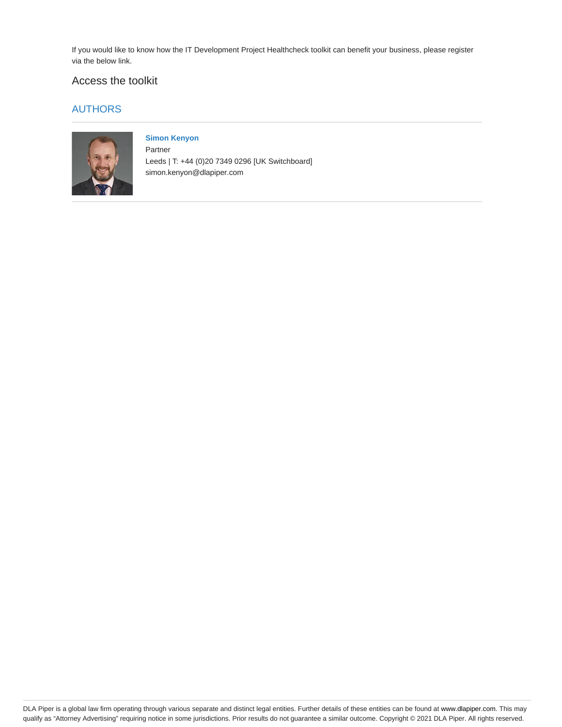If you would like to know how the IT Development Project Healthcheck toolkit can benefit your business, please register via the below link.

## Access the toolkit

## AUTHORS

**Simon Kenyon**
Partner
Leeds | T: +44 (0)20 7349 0296 [UK Switchboard]
simon.kenyon@dlapiper.com

DLA Piper is a global law firm operating through various separate and distinct legal entities. Further details of these entities can be found at www.dlapiper.com. This may qualify as "Attorney Advertising" requiring notice in some jurisdictions. Prior results do not guarantee a similar outcome. Copyright © 2021 DLA Piper. All rights reserved.